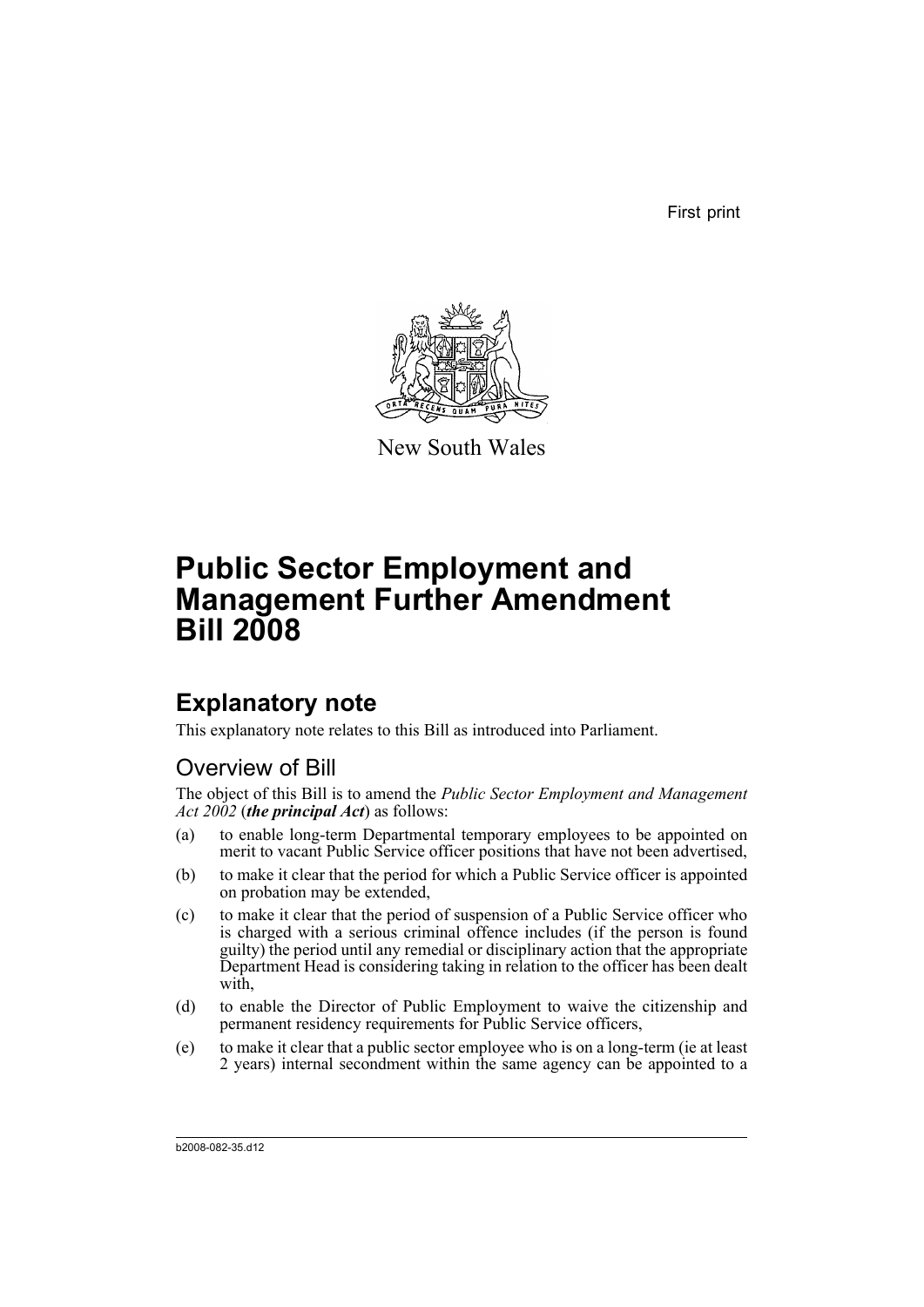First print

New South Wales

# Public Sector Employment and Management Further Amendment Bill 2008

## Explanatory note

This explanatory note relates to this Bill as introduced into Parliament.

### Overview of Bill

The object of this Bill is to amend the *Public Sector Employment and Management Act 2002* (***the principal Act***) as follows:

(a) to enable long-term Departmental temporary employees to be appointed on merit to vacant Public Service officer positions that have not been advertised,

(b) to make it clear that the period for which a Public Service officer is appointed on probation may be extended,

(c) to make it clear that the period of suspension of a Public Service officer who is charged with a serious criminal offence includes (if the person is found guilty) the period until any remedial or disciplinary action that the appropriate Department Head is considering taking in relation to the officer has been dealt with,

(d) to enable the Director of Public Employment to waive the citizenship and permanent residency requirements for Public Service officers,

(e) to make it clear that a public sector employee who is on a long-term (ie at least 2 years) internal secondment within the same agency can be appointed to a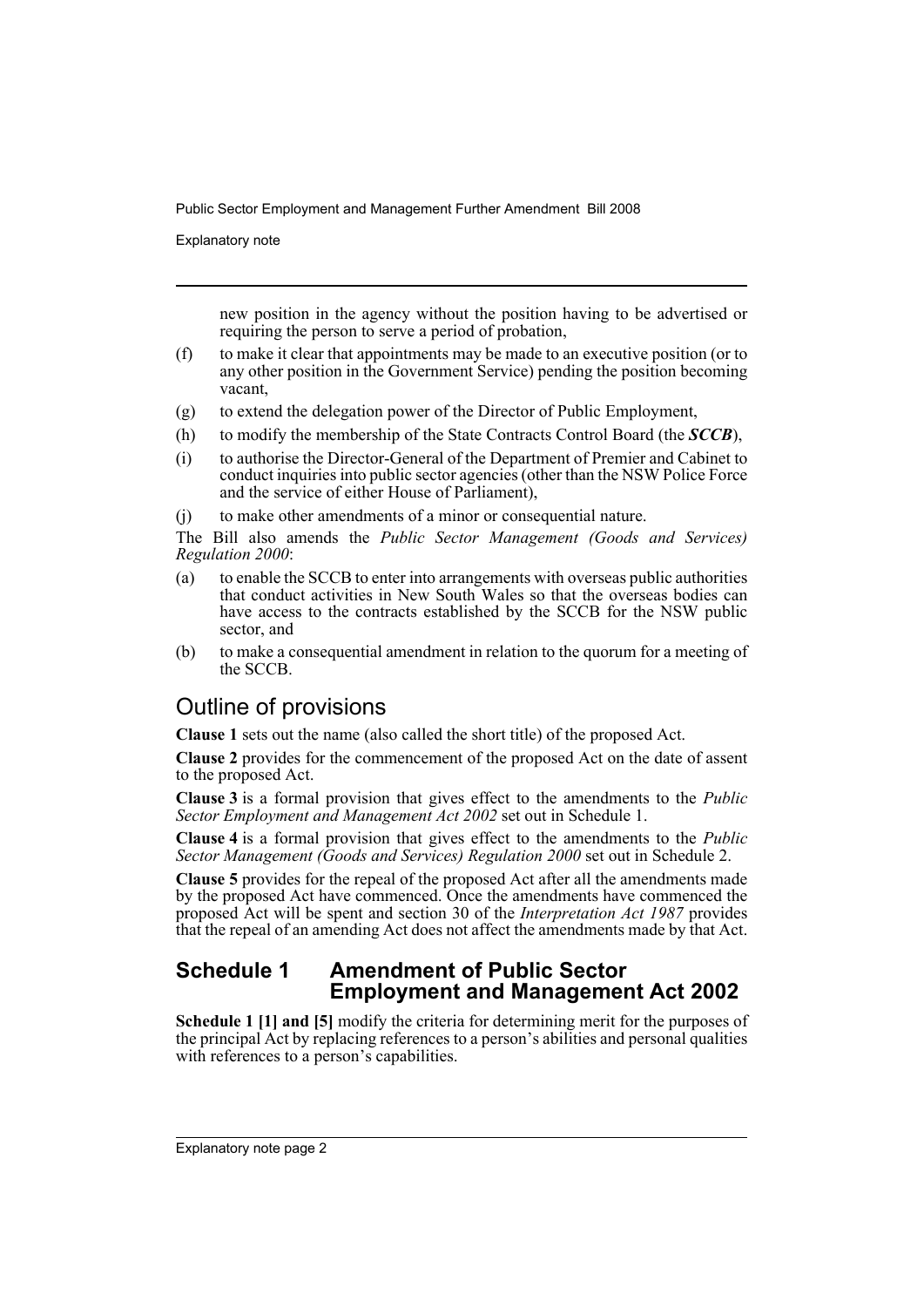new position in the agency without the position having to be advertised or requiring the person to serve a period of probation,

(f) to make it clear that appointments may be made to an executive position (or to any other position in the Government Service) pending the position becoming vacant,

(g) to extend the delegation power of the Director of Public Employment,

(h) to modify the membership of the State Contracts Control Board (the ***SCCB***),

(i) to authorise the Director-General of the Department of Premier and Cabinet to conduct inquiries into public sector agencies (other than the NSW Police Force and the service of either House of Parliament),

(j) to make other amendments of a minor or consequential nature.

The Bill also amends the *Public Sector Management (Goods and Services) Regulation 2000*:

(a) to enable the SCCB to enter into arrangements with overseas public authorities that conduct activities in New South Wales so that the overseas bodies can have access to the contracts established by the SCCB for the NSW public sector, and

(b) to make a consequential amendment in relation to the quorum for a meeting of the SCCB.

## Outline of provisions

**Clause 1** sets out the name (also called the short title) of the proposed Act.

**Clause 2** provides for the commencement of the proposed Act on the date of assent to the proposed Act.

**Clause 3** is a formal provision that gives effect to the amendments to the *Public Sector Employment and Management Act 2002* set out in Schedule 1.

**Clause 4** is a formal provision that gives effect to the amendments to the *Public Sector Management (Goods and Services) Regulation 2000* set out in Schedule 2.

**Clause 5** provides for the repeal of the proposed Act after all the amendments made by the proposed Act have commenced. Once the amendments have commenced the proposed Act will be spent and section 30 of the *Interpretation Act 1987* provides that the repeal of an amending Act does not affect the amendments made by that Act.

### Schedule 1 Amendment of Public Sector Employment and Management Act 2002

**Schedule 1 [1] and [5]** modify the criteria for determining merit for the purposes of the principal Act by replacing references to a person's abilities and personal qualities with references to a person's capabilities.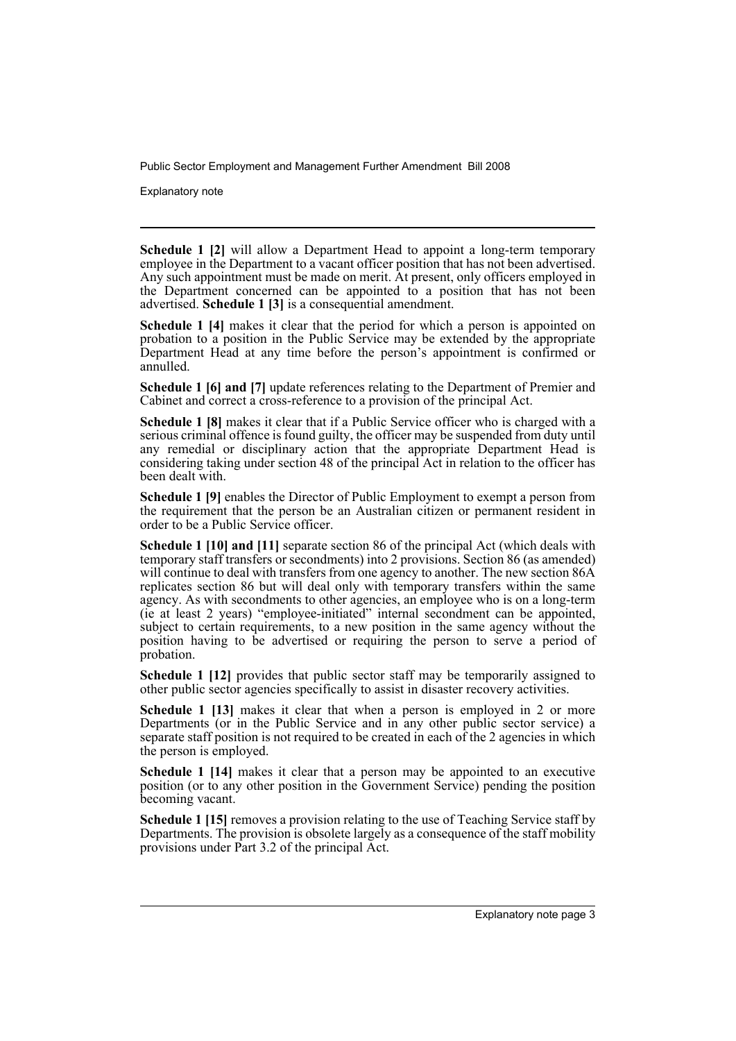**Schedule 1 [2]** will allow a Department Head to appoint a long-term temporary employee in the Department to a vacant officer position that has not been advertised. Any such appointment must be made on merit. At present, only officers employed in the Department concerned can be appointed to a position that has not been advertised. **Schedule 1 [3]** is a consequential amendment.

**Schedule 1 [4]** makes it clear that the period for which a person is appointed on probation to a position in the Public Service may be extended by the appropriate Department Head at any time before the person's appointment is confirmed or annulled.

**Schedule 1 [6] and [7]** update references relating to the Department of Premier and Cabinet and correct a cross-reference to a provision of the principal Act.

**Schedule 1 [8]** makes it clear that if a Public Service officer who is charged with a serious criminal offence is found guilty, the officer may be suspended from duty until any remedial or disciplinary action that the appropriate Department Head is considering taking under section 48 of the principal Act in relation to the officer has been dealt with.

**Schedule 1 [9]** enables the Director of Public Employment to exempt a person from the requirement that the person be an Australian citizen or permanent resident in order to be a Public Service officer.

**Schedule 1 [10] and [11]** separate section 86 of the principal Act (which deals with temporary staff transfers or secondments) into 2 provisions. Section 86 (as amended) will continue to deal with transfers from one agency to another. The new section 86A replicates section 86 but will deal only with temporary transfers within the same agency. As with secondments to other agencies, an employee who is on a long-term (ie at least 2 years) "employee-initiated" internal secondment can be appointed, subject to certain requirements, to a new position in the same agency without the position having to be advertised or requiring the person to serve a period of probation.

**Schedule 1 [12]** provides that public sector staff may be temporarily assigned to other public sector agencies specifically to assist in disaster recovery activities.

**Schedule 1 [13]** makes it clear that when a person is employed in 2 or more Departments (or in the Public Service and in any other public sector service) a separate staff position is not required to be created in each of the 2 agencies in which the person is employed.

**Schedule 1 [14]** makes it clear that a person may be appointed to an executive position (or to any other position in the Government Service) pending the position becoming vacant.

**Schedule 1 [15]** removes a provision relating to the use of Teaching Service staff by Departments. The provision is obsolete largely as a consequence of the staff mobility provisions under Part 3.2 of the principal Act.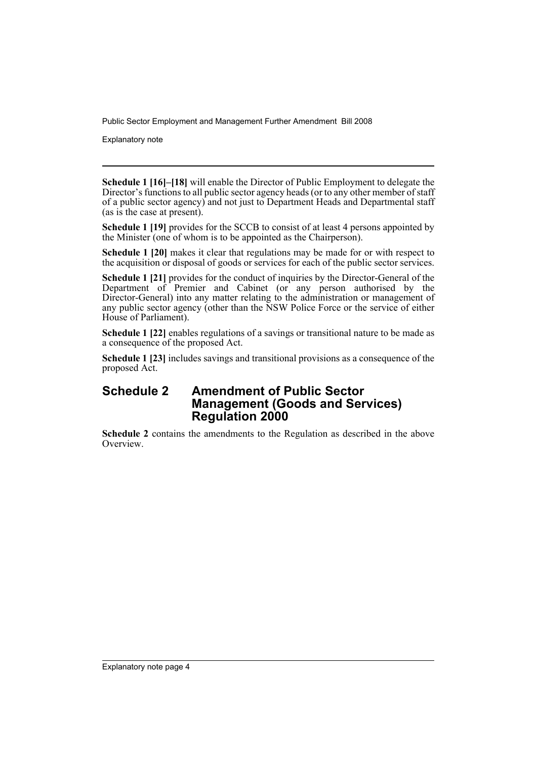**Schedule 1 [16]–[18]** will enable the Director of Public Employment to delegate the Director's functions to all public sector agency heads (or to any other member of staff of a public sector agency) and not just to Department Heads and Departmental staff (as is the case at present).

**Schedule 1 [19]** provides for the SCCB to consist of at least 4 persons appointed by the Minister (one of whom is to be appointed as the Chairperson).

**Schedule 1 [20]** makes it clear that regulations may be made for or with respect to the acquisition or disposal of goods or services for each of the public sector services.

**Schedule 1 [21]** provides for the conduct of inquiries by the Director-General of the Department of Premier and Cabinet (or any person authorised by the Director-General) into any matter relating to the administration or management of any public sector agency (other than the NSW Police Force or the service of either House of Parliament).

**Schedule 1 [22]** enables regulations of a savings or transitional nature to be made as a consequence of the proposed Act.

**Schedule 1 [23]** includes savings and transitional provisions as a consequence of the proposed Act.

## Schedule 2 Amendment of Public Sector Management (Goods and Services) Regulation 2000

**Schedule 2** contains the amendments to the Regulation as described in the above Overview.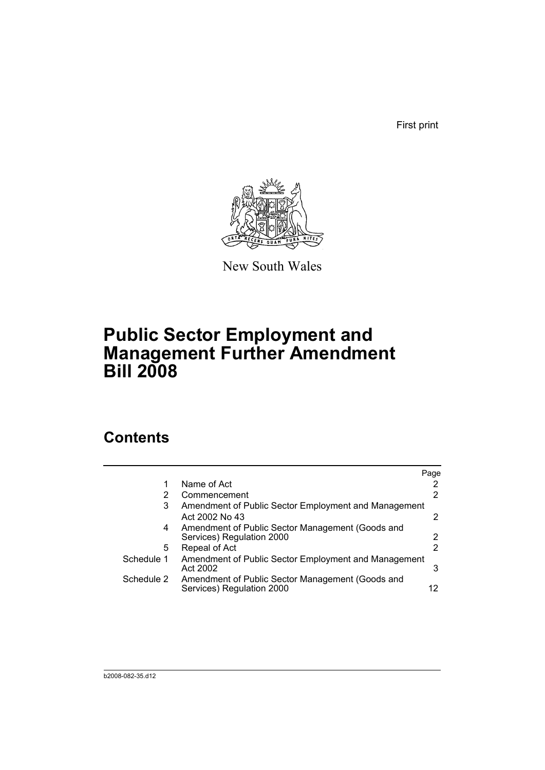First print

New South Wales

# Public Sector Employment and Management Further Amendment Bill 2008

## Contents

| | | Page |
|---|---|---|
| 1 | Name of Act | 2 |
| 2 | Commencement | 2 |
| 3 | Amendment of Public Sector Employment and Management Act 2002 No 43 | 2 |
| 4 | Amendment of Public Sector Management (Goods and Services) Regulation 2000 | 2 |
| 5 | Repeal of Act | 2 |
| Schedule 1 | Amendment of Public Sector Employment and Management Act 2002 | 3 |
| Schedule 2 | Amendment of Public Sector Management (Goods and Services) Regulation 2000 | 12 |

b2008-082-35.d12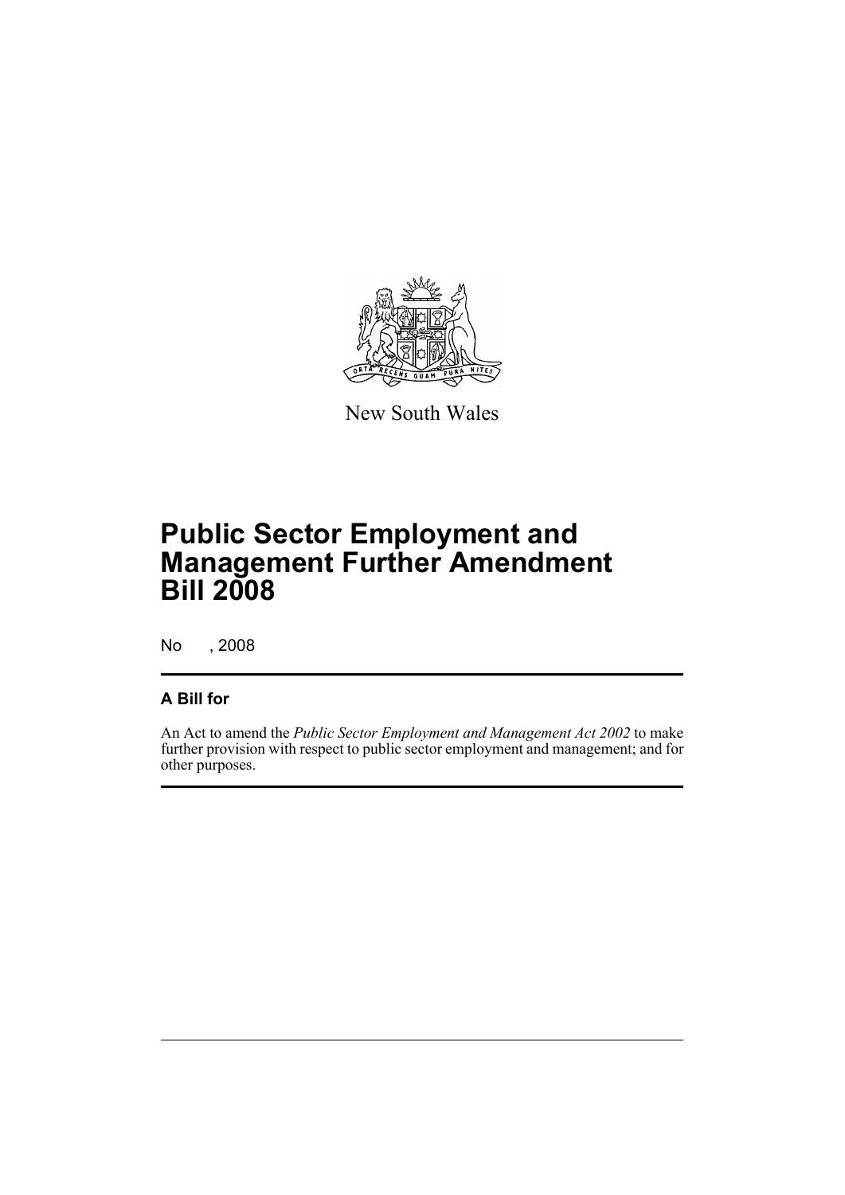New South Wales

# Public Sector Employment and Management Further Amendment Bill 2008

No , 2008

## A Bill for

An Act to amend the *Public Sector Employment and Management Act 2002* to make further provision with respect to public sector employment and management; and for other purposes.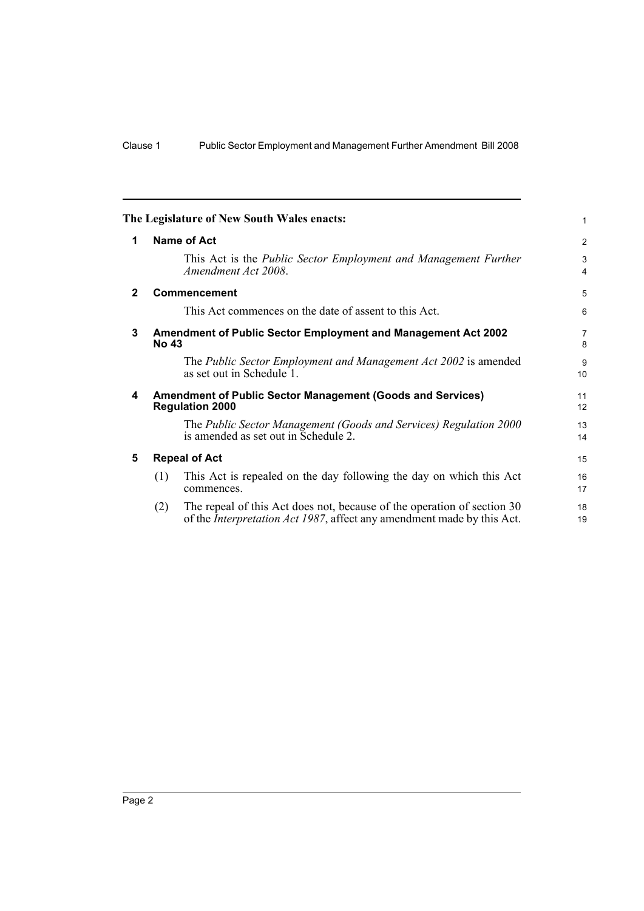**The Legislature of New South Wales enacts:**

**1 Name of Act**

This Act is the *Public Sector Employment and Management Further Amendment Act 2008*.

**2 Commencement**

This Act commences on the date of assent to this Act.

**3 Amendment of Public Sector Employment and Management Act 2002 No 43**

The *Public Sector Employment and Management Act 2002* is amended as set out in Schedule 1.

**4 Amendment of Public Sector Management (Goods and Services) Regulation 2000**

The *Public Sector Management (Goods and Services) Regulation 2000* is amended as set out in Schedule 2.

**5 Repeal of Act**

(1) This Act is repealed on the day following the day on which this Act commences.

(2) The repeal of this Act does not, because of the operation of section 30 of the *Interpretation Act 1987*, affect any amendment made by this Act.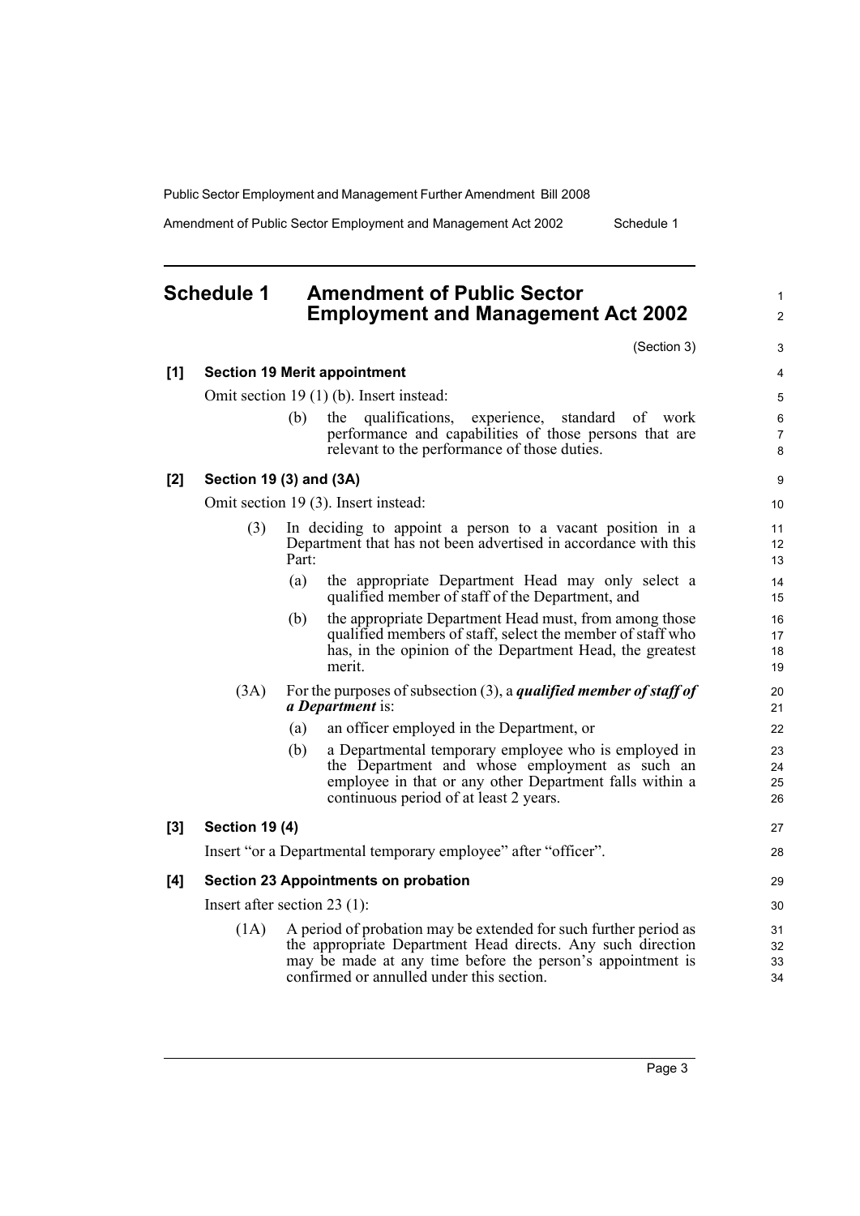## Schedule 1 Amendment of Public Sector Employment and Management Act 2002

(Section 3)

**[1] Section 19 Merit appointment**

Omit section 19 (1) (b). Insert instead:

> (b) the qualifications, experience, standard of work performance and capabilities of those persons that are relevant to the performance of those duties.

**[2] Section 19 (3) and (3A)**

Omit section 19 (3). Insert instead:

> (3) In deciding to appoint a person to a vacant position in a Department that has not been advertised in accordance with this Part:
>
> (a) the appropriate Department Head may only select a qualified member of staff of the Department, and
>
> (b) the appropriate Department Head must, from among those qualified members of staff, select the member of staff who has, in the opinion of the Department Head, the greatest merit.
>
> (3A) For the purposes of subsection (3), a ***qualified member of staff of a Department*** is:
>
> (a) an officer employed in the Department, or
>
> (b) a Departmental temporary employee who is employed in the Department and whose employment as such an employee in that or any other Department falls within a continuous period of at least 2 years.

**[3] Section 19 (4)**

Insert "or a Departmental temporary employee" after "officer".

**[4] Section 23 Appointments on probation**

Insert after section 23 (1):

> (1A) A period of probation may be extended for such further period as the appropriate Department Head directs. Any such direction may be made at any time before the person's appointment is confirmed or annulled under this section.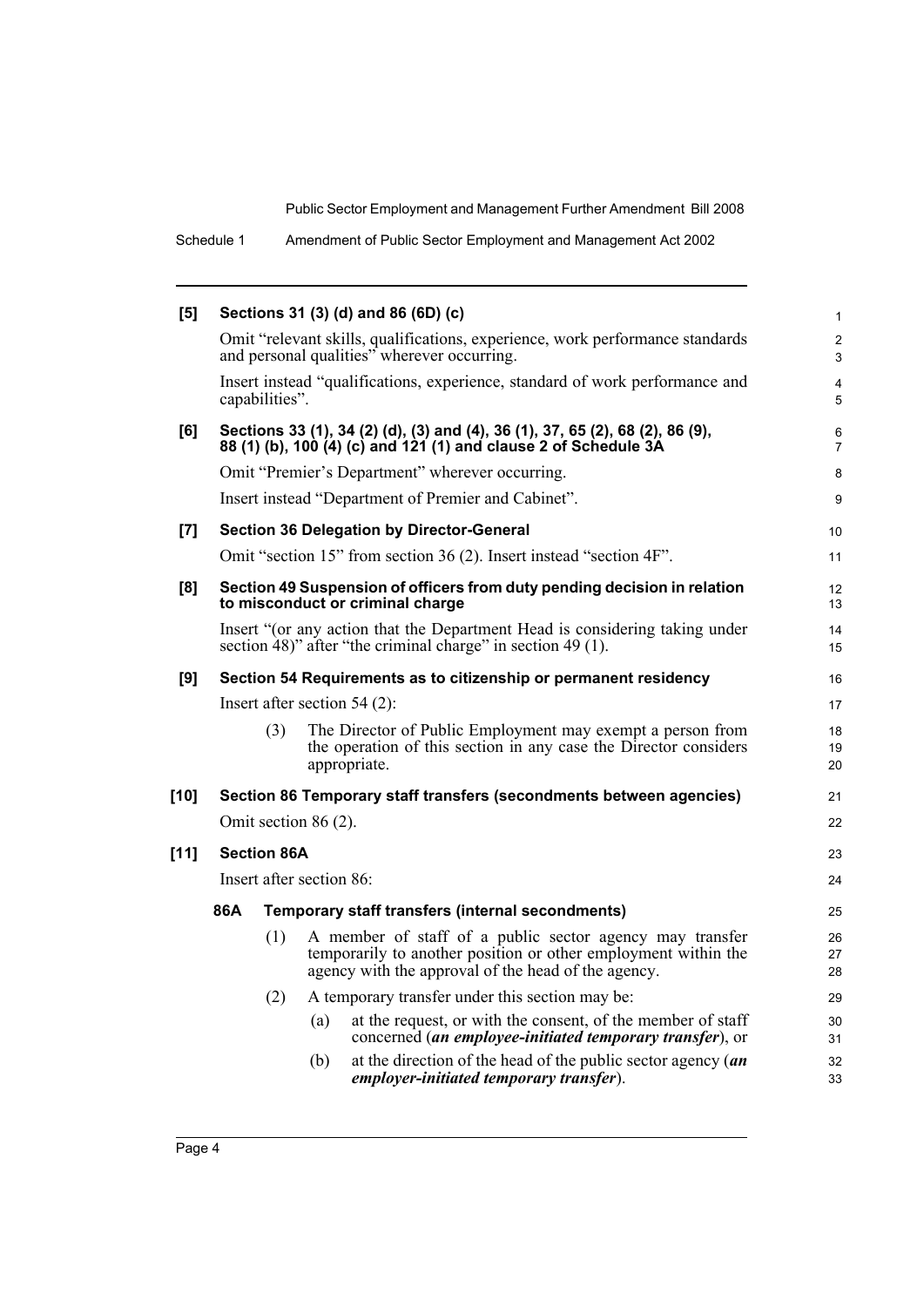**[5] Sections 31 (3) (d) and 86 (6D) (c)**

Omit "relevant skills, qualifications, experience, work performance standards and personal qualities" wherever occurring.

Insert instead "qualifications, experience, standard of work performance and capabilities".

**[6] Sections 33 (1), 34 (2) (d), (3) and (4), 36 (1), 37, 65 (2), 68 (2), 86 (9), 88 (1) (b), 100 (4) (c) and 121 (1) and clause 2 of Schedule 3A**

Omit "Premier's Department" wherever occurring.

Insert instead "Department of Premier and Cabinet".

**[7] Section 36 Delegation by Director-General**

Omit "section 15" from section 36 (2). Insert instead "section 4F".

**[8] Section 49 Suspension of officers from duty pending decision in relation to misconduct or criminal charge**

Insert "(or any action that the Department Head is considering taking under section 48)" after "the criminal charge" in section 49 (1).

**[9] Section 54 Requirements as to citizenship or permanent residency**

Insert after section 54 (2):

(3) The Director of Public Employment may exempt a person from the operation of this section in any case the Director considers appropriate.

**[10] Section 86 Temporary staff transfers (secondments between agencies)**

Omit section 86 (2).

**[11] Section 86A**

Insert after section 86:

**86A Temporary staff transfers (internal secondments)**

(1) A member of staff of a public sector agency may transfer temporarily to another position or other employment within the agency with the approval of the head of the agency.

(2) A temporary transfer under this section may be:

(a) at the request, or with the consent, of the member of staff concerned (***an employee-initiated temporary transfer***), or

(b) at the direction of the head of the public sector agency (***an employer-initiated temporary transfer***).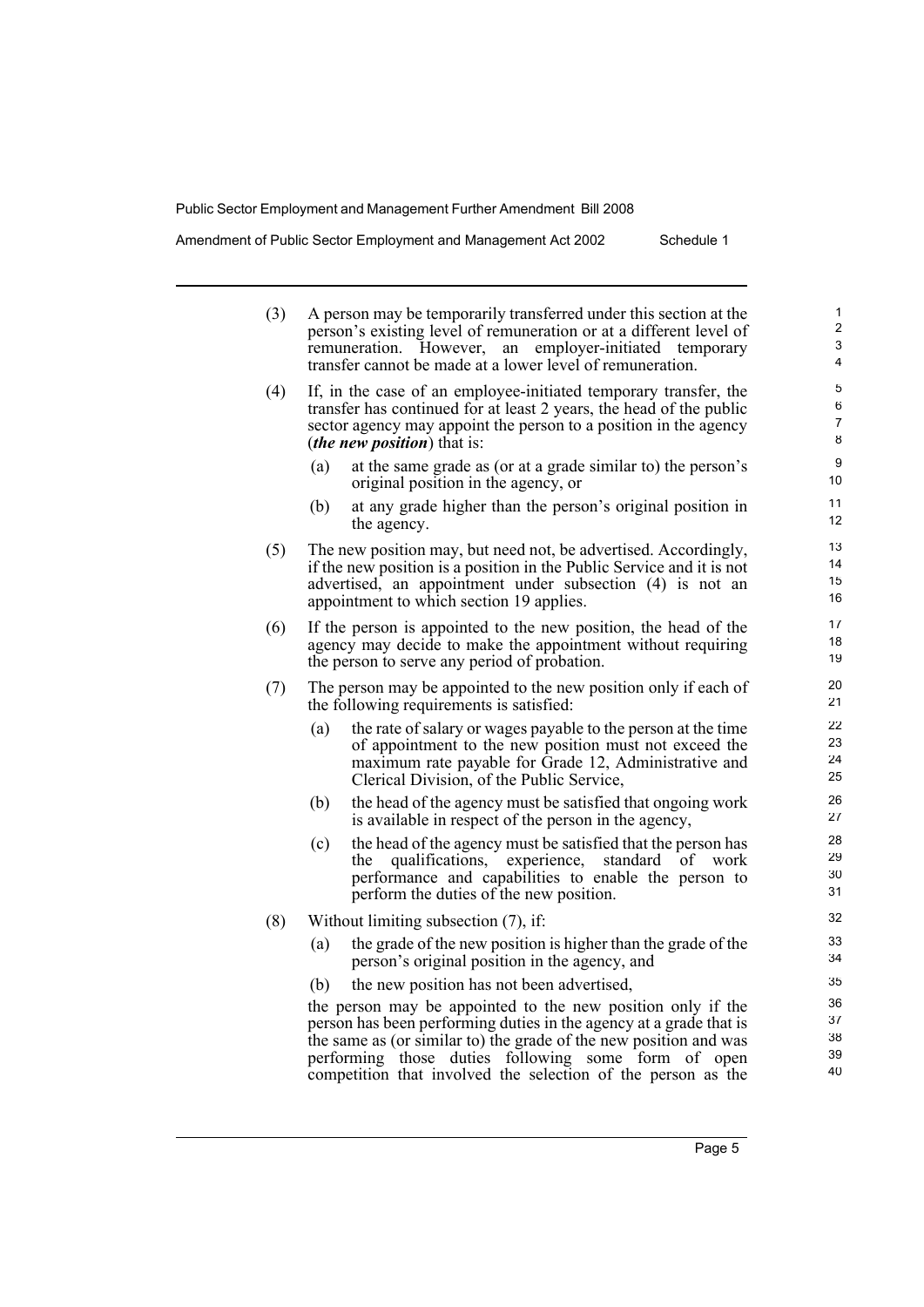(3) A person may be temporarily transferred under this section at the person's existing level of remuneration or at a different level of remuneration. However, an employer-initiated temporary transfer cannot be made at a lower level of remuneration.

(4) If, in the case of an employee-initiated temporary transfer, the transfer has continued for at least 2 years, the head of the public sector agency may appoint the person to a position in the agency (***the new position***) that is:

- (a) at the same grade as (or at a grade similar to) the person's original position in the agency, or
- (b) at any grade higher than the person's original position in the agency.

(5) The new position may, but need not, be advertised. Accordingly, if the new position is a position in the Public Service and it is not advertised, an appointment under subsection (4) is not an appointment to which section 19 applies.

(6) If the person is appointed to the new position, the head of the agency may decide to make the appointment without requiring the person to serve any period of probation.

(7) The person may be appointed to the new position only if each of the following requirements is satisfied:

- (a) the rate of salary or wages payable to the person at the time of appointment to the new position must not exceed the maximum rate payable for Grade 12, Administrative and Clerical Division, of the Public Service,
- (b) the head of the agency must be satisfied that ongoing work is available in respect of the person in the agency,
- (c) the head of the agency must be satisfied that the person has the qualifications, experience, standard of work performance and capabilities to enable the person to perform the duties of the new position.

(8) Without limiting subsection (7), if:

- (a) the grade of the new position is higher than the grade of the person's original position in the agency, and
- (b) the new position has not been advertised,

the person may be appointed to the new position only if the person has been performing duties in the agency at a grade that is the same as (or similar to) the grade of the new position and was performing those duties following some form of open competition that involved the selection of the person as the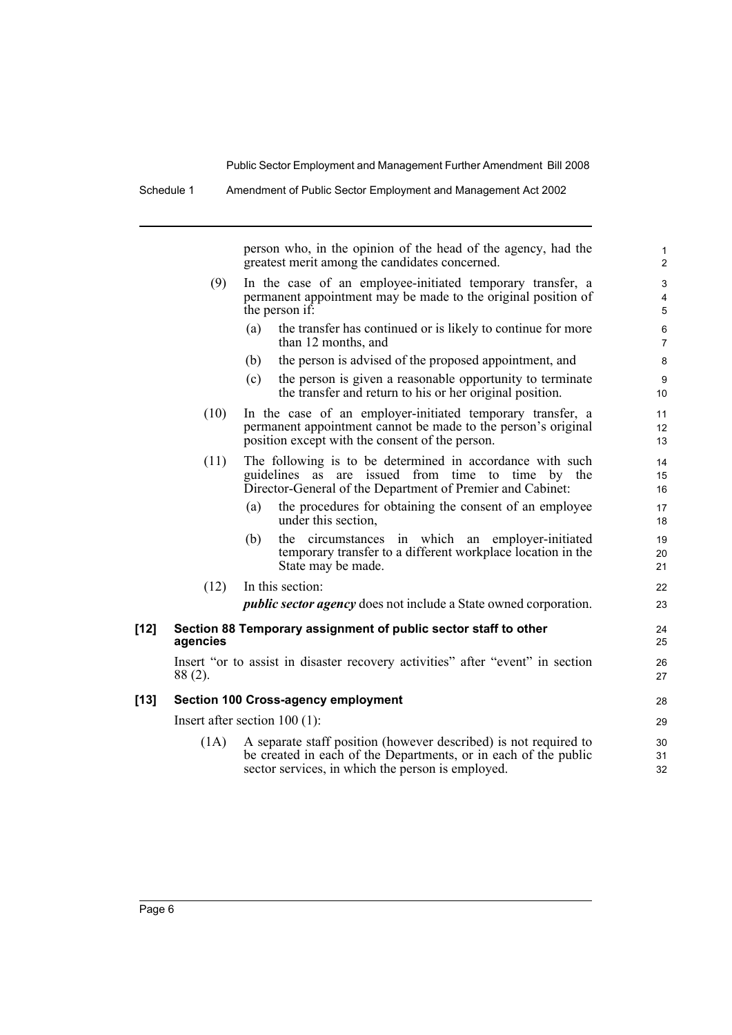person who, in the opinion of the head of the agency, had the greatest merit among the candidates concerned.

(9) In the case of an employee-initiated temporary transfer, a permanent appointment may be made to the original position of the person if:

(a) the transfer has continued or is likely to continue for more than 12 months, and

(b) the person is advised of the proposed appointment, and

(c) the person is given a reasonable opportunity to terminate the transfer and return to his or her original position.

(10) In the case of an employer-initiated temporary transfer, a permanent appointment cannot be made to the person's original position except with the consent of the person.

(11) The following is to be determined in accordance with such guidelines as are issued from time to time by the Director-General of the Department of Premier and Cabinet:

(a) the procedures for obtaining the consent of an employee under this section,

(b) the circumstances in which an employer-initiated temporary transfer to a different workplace location in the State may be made.

(12) In this section:

***public sector agency*** does not include a State owned corporation.

**[12] Section 88 Temporary assignment of public sector staff to other agencies**

Insert "or to assist in disaster recovery activities" after "event" in section 88 (2).

**[13] Section 100 Cross-agency employment**

Insert after section 100 (1):

(1A) A separate staff position (however described) is not required to be created in each of the Departments, or in each of the public sector services, in which the person is employed.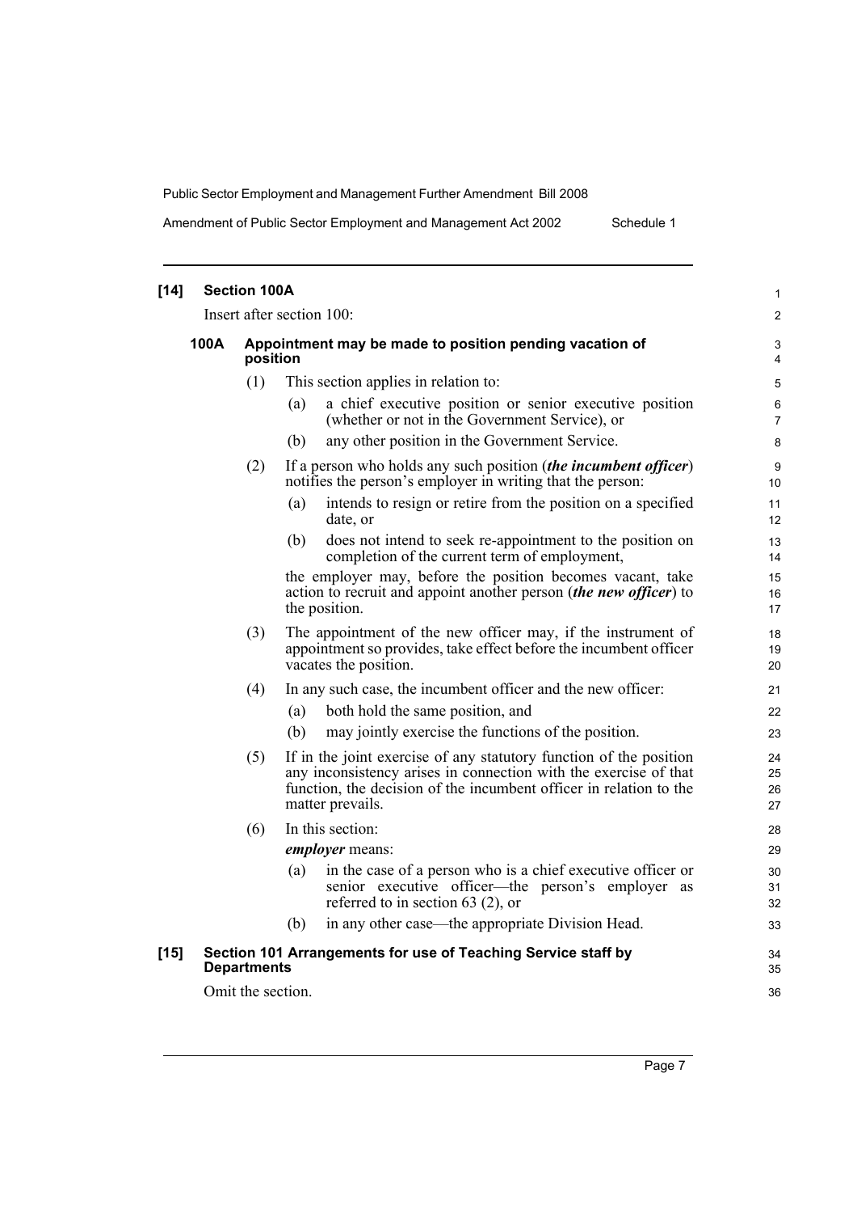**[14] Section 100A**

Insert after section 100:

**100A Appointment may be made to position pending vacation of position**

(1) This section applies in relation to:

(a) a chief executive position or senior executive position (whether or not in the Government Service), or

(b) any other position in the Government Service.

(2) If a person who holds any such position (***the incumbent officer***) notifies the person's employer in writing that the person:

(a) intends to resign or retire from the position on a specified date, or

(b) does not intend to seek re-appointment to the position on completion of the current term of employment,

the employer may, before the position becomes vacant, take action to recruit and appoint another person (***the new officer***) to the position.

(3) The appointment of the new officer may, if the instrument of appointment so provides, take effect before the incumbent officer vacates the position.

(4) In any such case, the incumbent officer and the new officer:

(a) both hold the same position, and

(b) may jointly exercise the functions of the position.

(5) If in the joint exercise of any statutory function of the position any inconsistency arises in connection with the exercise of that function, the decision of the incumbent officer in relation to the matter prevails.

(6) In this section:

***employer*** means:

(a) in the case of a person who is a chief executive officer or senior executive officer—the person's employer as referred to in section 63 (2), or

(b) in any other case—the appropriate Division Head.

**[15] Section 101 Arrangements for use of Teaching Service staff by Departments**

Omit the section.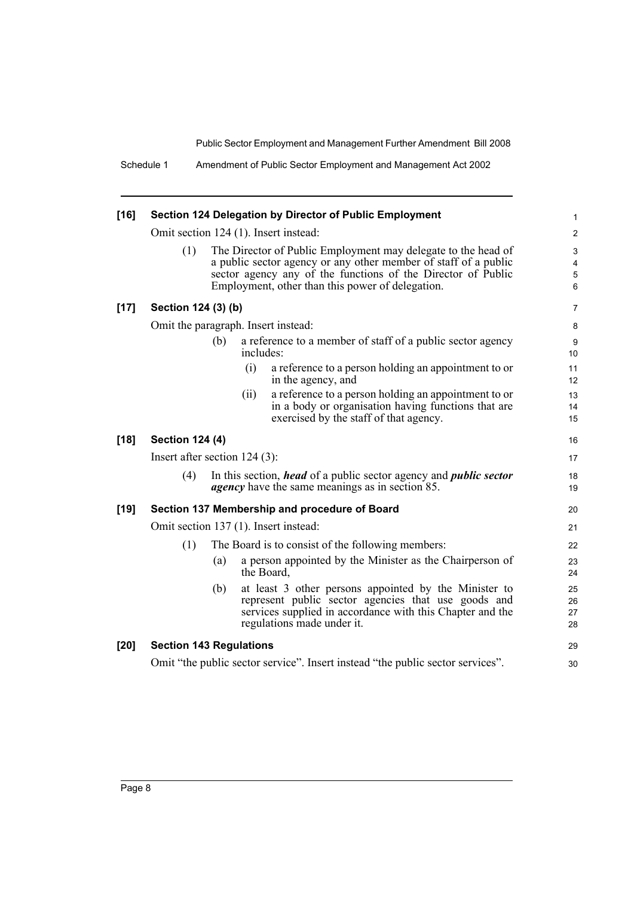**[16] Section 124 Delegation by Director of Public Employment**

Omit section 124 (1). Insert instead:

(1) The Director of Public Employment may delegate to the head of a public sector agency or any other member of staff of a public sector agency any of the functions of the Director of Public Employment, other than this power of delegation.

**[17] Section 124 (3) (b)**

Omit the paragraph. Insert instead:

(b) a reference to a member of staff of a public sector agency includes:

(i) a reference to a person holding an appointment to or in the agency, and

(ii) a reference to a person holding an appointment to or in a body or organisation having functions that are exercised by the staff of that agency.

**[18] Section 124 (4)**

Insert after section 124 (3):

(4) In this section, ***head*** of a public sector agency and ***public sector agency*** have the same meanings as in section 85.

**[19] Section 137 Membership and procedure of Board**

Omit section 137 (1). Insert instead:

(1) The Board is to consist of the following members:

(a) a person appointed by the Minister as the Chairperson of the Board,

(b) at least 3 other persons appointed by the Minister to represent public sector agencies that use goods and services supplied in accordance with this Chapter and the regulations made under it.

**[20] Section 143 Regulations**

Omit "the public sector service". Insert instead "the public sector services".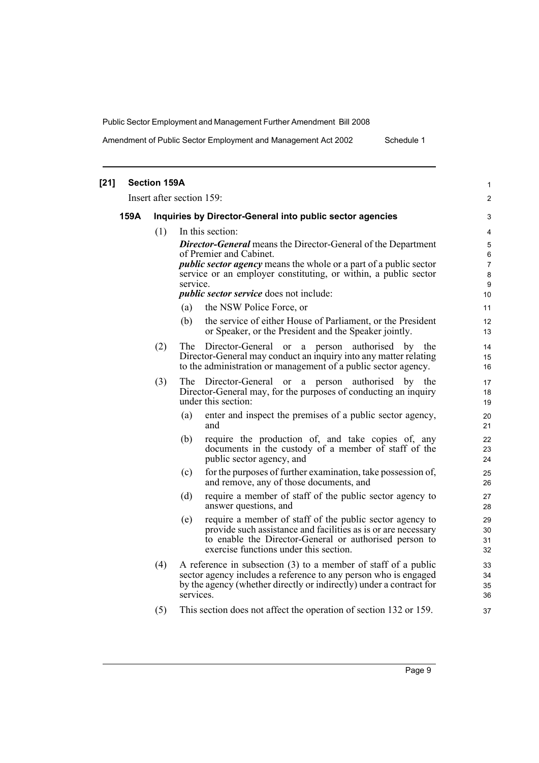**[21] Section 159A**

Insert after section 159:

**159A Inquiries by Director-General into public sector agencies**

(1) In this section:

***Director-General*** means the Director-General of the Department of Premier and Cabinet.

***public sector agency*** means the whole or a part of a public sector service or an employer constituting, or within, a public sector service.

***public sector service*** does not include:

(a) the NSW Police Force, or

(b) the service of either House of Parliament, or the President or Speaker, or the President and the Speaker jointly.

(2) The Director-General or a person authorised by the Director-General may conduct an inquiry into any matter relating to the administration or management of a public sector agency.

(3) The Director-General or a person authorised by the Director-General may, for the purposes of conducting an inquiry under this section:

(a) enter and inspect the premises of a public sector agency, and

(b) require the production of, and take copies of, any documents in the custody of a member of staff of the public sector agency, and

(c) for the purposes of further examination, take possession of, and remove, any of those documents, and

(d) require a member of staff of the public sector agency to answer questions, and

(e) require a member of staff of the public sector agency to provide such assistance and facilities as is or are necessary to enable the Director-General or authorised person to exercise functions under this section.

(4) A reference in subsection (3) to a member of staff of a public sector agency includes a reference to any person who is engaged by the agency (whether directly or indirectly) under a contract for services.

(5) This section does not affect the operation of section 132 or 159.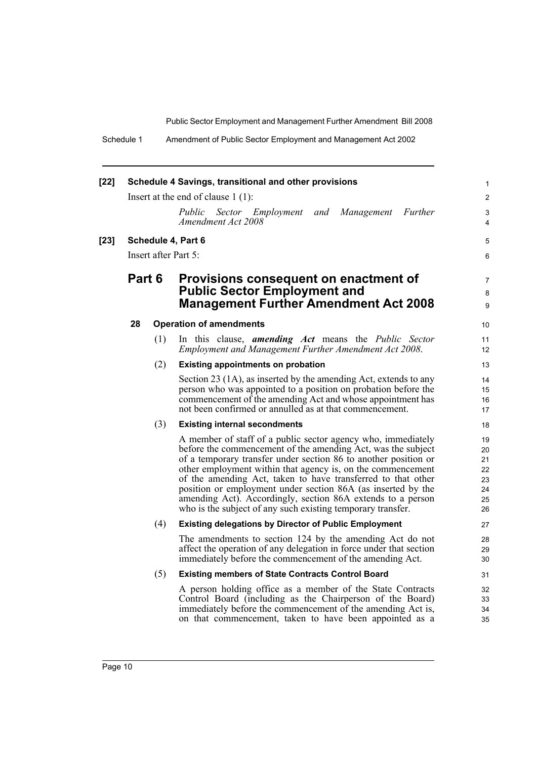**[22] Schedule 4 Savings, transitional and other provisions**

Insert at the end of clause 1 (1):

*Public Sector Employment and Management Further Amendment Act 2008*

**[23] Schedule 4, Part 6**

Insert after Part 5:

## Part 6 Provisions consequent on enactment of Public Sector Employment and Management Further Amendment Act 2008

### 28 Operation of amendments

(1) In this clause, ***amending Act*** means the *Public Sector Employment and Management Further Amendment Act 2008*.

(2) **Existing appointments on probation**

Section 23 (1A), as inserted by the amending Act, extends to any person who was appointed to a position on probation before the commencement of the amending Act and whose appointment has not been confirmed or annulled as at that commencement.

(3) **Existing internal secondments**

A member of staff of a public sector agency who, immediately before the commencement of the amending Act, was the subject of a temporary transfer under section 86 to another position or other employment within that agency is, on the commencement of the amending Act, taken to have transferred to that other position or employment under section 86A (as inserted by the amending Act). Accordingly, section 86A extends to a person who is the subject of any such existing temporary transfer.

(4) **Existing delegations by Director of Public Employment**

The amendments to section 124 by the amending Act do not affect the operation of any delegation in force under that section immediately before the commencement of the amending Act.

(5) **Existing members of State Contracts Control Board**

A person holding office as a member of the State Contracts Control Board (including as the Chairperson of the Board) immediately before the commencement of the amending Act is, on that commencement, taken to have been appointed as a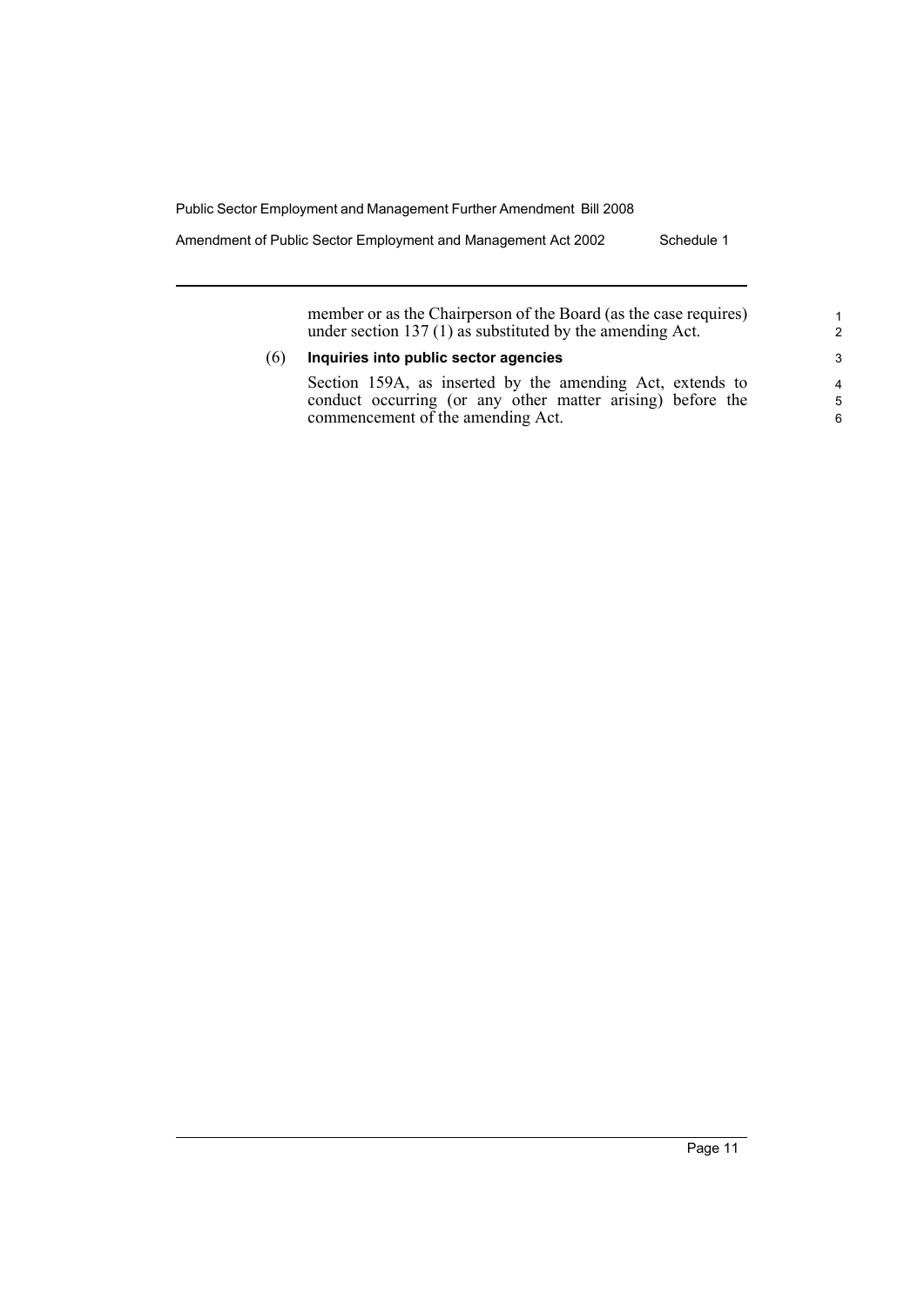member or as the Chairperson of the Board (as the case requires) under section 137 (1) as substituted by the amending Act.

(6) **Inquiries into public sector agencies**

Section 159A, as inserted by the amending Act, extends to conduct occurring (or any other matter arising) before the commencement of the amending Act.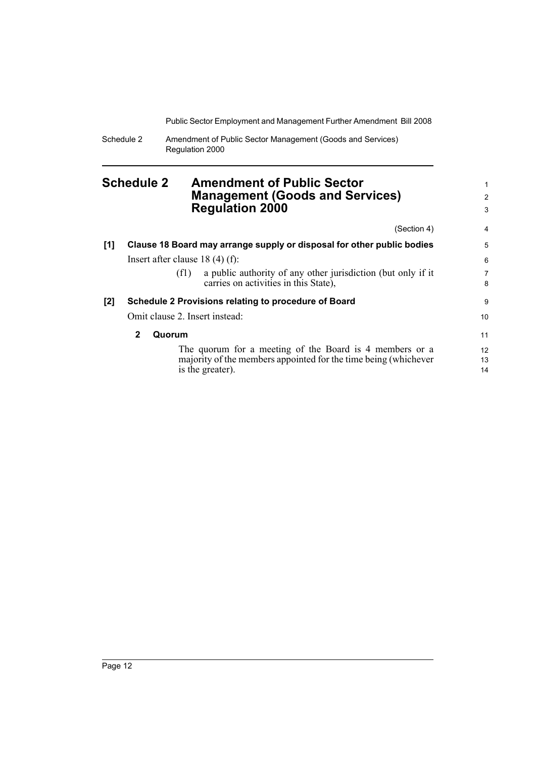## Schedule 2 Amendment of Public Sector Management (Goods and Services) Regulation 2000

(Section 4)

**[1] Clause 18 Board may arrange supply or disposal for other public bodies**

Insert after clause 18 (4) (f):

(f1) a public authority of any other jurisdiction (but only if it carries on activities in this State),

**[2] Schedule 2 Provisions relating to procedure of Board**

Omit clause 2. Insert instead:

**2 Quorum**

The quorum for a meeting of the Board is 4 members or a majority of the members appointed for the time being (whichever is the greater).